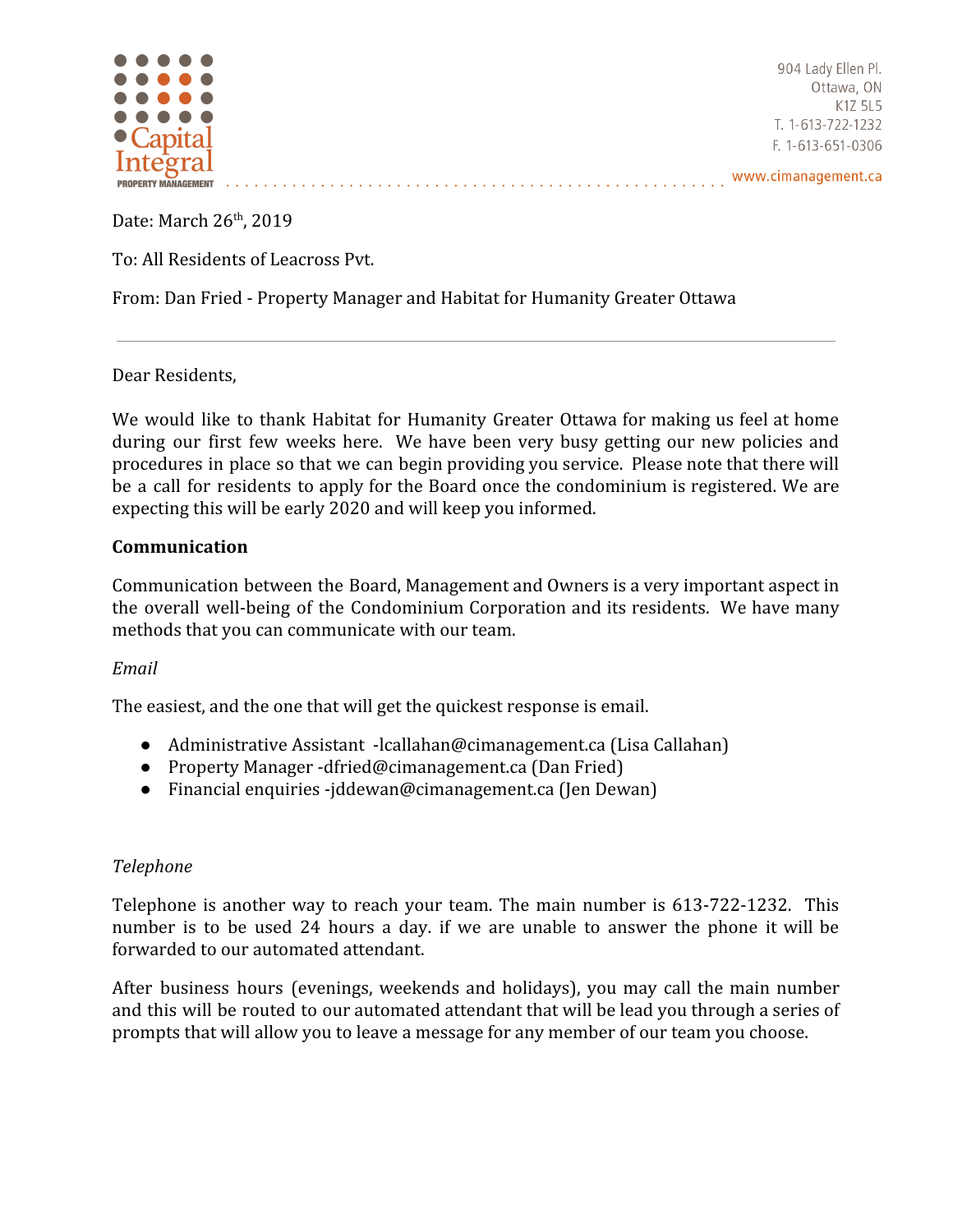Capital Integral
PROPERTY MANAGEMENT

904 Lady Ellen Pl.
Ottawa, ON
K1Z 5L5
T. 1-613-722-1232
F. 1-613-651-0306
www.cimanagement.ca

Date: March 26th, 2019

To: All Residents of Leacross Pvt.

From: Dan Fried - Property Manager and Habitat for Humanity Greater Ottawa

---

Dear Residents,

We would like to thank Habitat for Humanity Greater Ottawa for making us feel at home during our first few weeks here. We have been very busy getting our new policies and procedures in place so that we can begin providing you service. Please note that there will be a call for residents to apply for the Board once the condominium is registered. We are expecting this will be early 2020 and will keep you informed.

**Communication**

Communication between the Board, Management and Owners is a very important aspect in the overall well-being of the Condominium Corporation and its residents. We have many methods that you can communicate with our team.

*Email*

The easiest, and the one that will get the quickest response is email.

- Administrative Assistant -lcallahan@cimanagement.ca (Lisa Callahan)
- Property Manager -dfried@cimanagement.ca (Dan Fried)
- Financial enquiries -jddewan@cimanagement.ca (Jen Dewan)

*Telephone*

Telephone is another way to reach your team. The main number is 613-722-1232. This number is to be used 24 hours a day. if we are unable to answer the phone it will be forwarded to our automated attendant.

After business hours (evenings, weekends and holidays), you may call the main number and this will be routed to our automated attendant that will be lead you through a series of prompts that will allow you to leave a message for any member of our team you choose.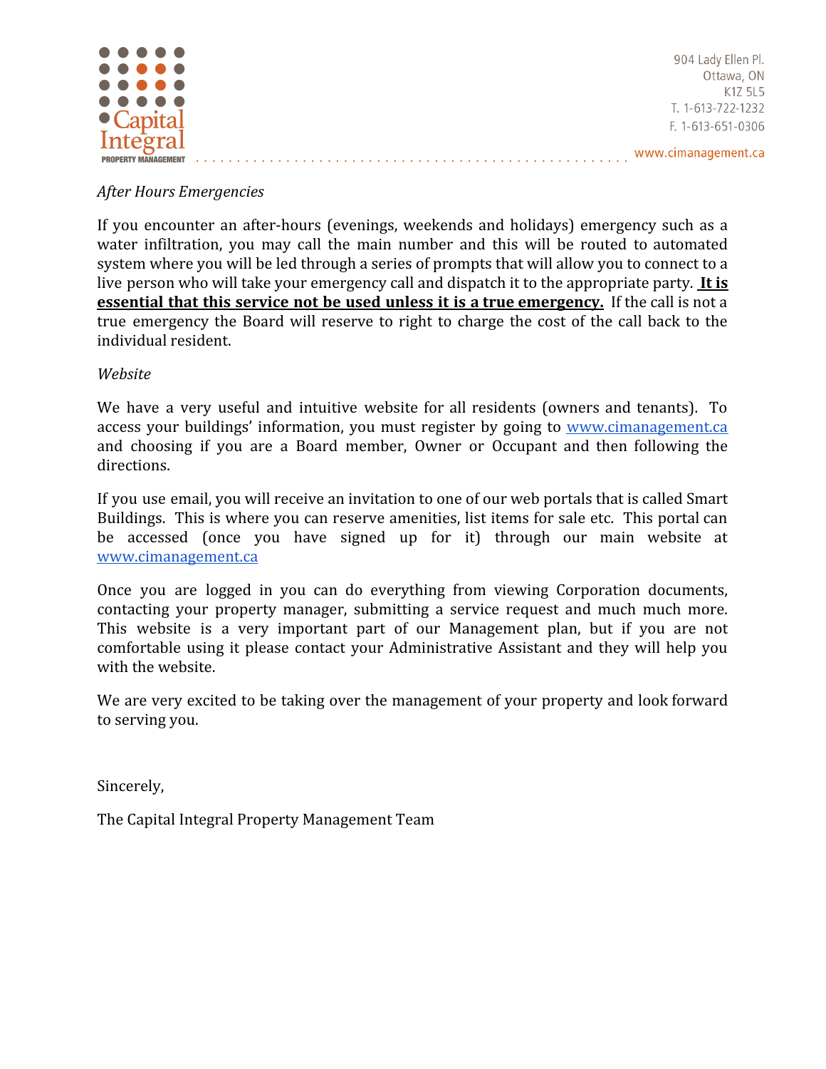*After Hours Emergencies*

If you encounter an after-hours (evenings, weekends and holidays) emergency such as a water infiltration, you may call the main number and this will be routed to automated system where you will be led through a series of prompts that will allow you to connect to a live person who will take your emergency call and dispatch it to the appropriate party. **It is essential that this service not be used unless it is a true emergency.** If the call is not a true emergency the Board will reserve to right to charge the cost of the call back to the individual resident.

*Website*

We have a very useful and intuitive website for all residents (owners and tenants). To access your buildings' information, you must register by going to www.cimanagement.ca and choosing if you are a Board member, Owner or Occupant and then following the directions.

If you use email, you will receive an invitation to one of our web portals that is called Smart Buildings. This is where you can reserve amenities, list items for sale etc. This portal can be accessed (once you have signed up for it) through our main website at www.cimanagement.ca

Once you are logged in you can do everything from viewing Corporation documents, contacting your property manager, submitting a service request and much much more. This website is a very important part of our Management plan, but if you are not comfortable using it please contact your Administrative Assistant and they will help you with the website.

We are very excited to be taking over the management of your property and look forward to serving you.

Sincerely,

The Capital Integral Property Management Team